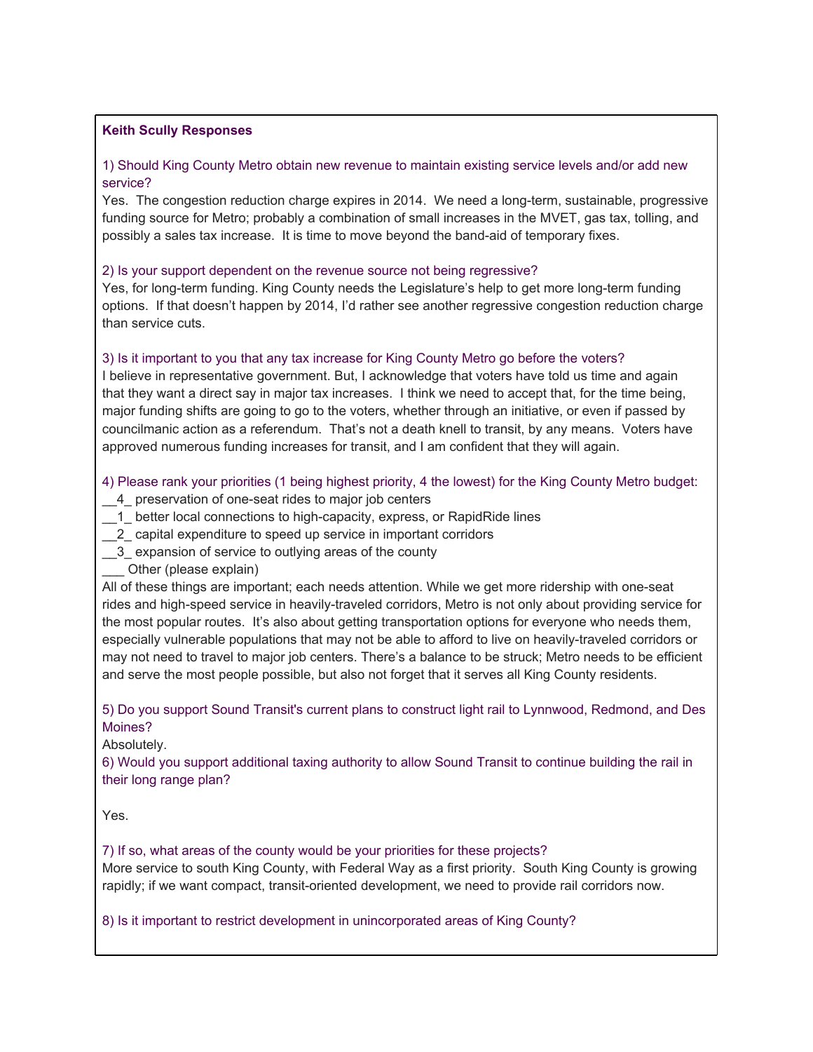**Keith Scully Responses**

1) Should King County Metro obtain new revenue to maintain existing service levels and/or add new service?

Yes. The congestion reduction charge expires in 2014. We need a long-term, sustainable, progressive funding source for Metro; probably a combination of small increases in the MVET, gas tax, tolling, and possibly a sales tax increase. It is time to move beyond the band-aid of temporary fixes.

2) Is your support dependent on the revenue source not being regressive?

Yes, for long-term funding. King County needs the Legislature's help to get more long-term funding options. If that doesn't happen by 2014, I'd rather see another regressive congestion reduction charge than service cuts.

3) Is it important to you that any tax increase for King County Metro go before the voters?

I believe in representative government. But, I acknowledge that voters have told us time and again that they want a direct say in major tax increases. I think we need to accept that, for the time being, major funding shifts are going to go to the voters, whether through an initiative, or even if passed by councilmanic action as a referendum. That's not a death knell to transit, by any means. Voters have approved numerous funding increases for transit, and I am confident that they will again.

4) Please rank your priorities (1 being highest priority, 4 the lowest) for the King County Metro budget:

__4_ preservation of one-seat rides to major job centers
__1_ better local connections to high-capacity, express, or RapidRide lines
__2_ capital expenditure to speed up service in important corridors
__3_ expansion of service to outlying areas of the county
___ Other (please explain)

All of these things are important; each needs attention. While we get more ridership with one-seat rides and high-speed service in heavily-traveled corridors, Metro is not only about providing service for the most popular routes. It's also about getting transportation options for everyone who needs them, especially vulnerable populations that may not be able to afford to live on heavily-traveled corridors or may not need to travel to major job centers. There's a balance to be struck; Metro needs to be efficient and serve the most people possible, but also not forget that it serves all King County residents.

5) Do you support Sound Transit's current plans to construct light rail to Lynnwood, Redmond, and Des Moines?

Absolutely.

6) Would you support additional taxing authority to allow Sound Transit to continue building the rail in their long range plan?

Yes.

7) If so, what areas of the county would be your priorities for these projects?

More service to south King County, with Federal Way as a first priority. South King County is growing rapidly; if we want compact, transit-oriented development, we need to provide rail corridors now.

8) Is it important to restrict development in unincorporated areas of King County?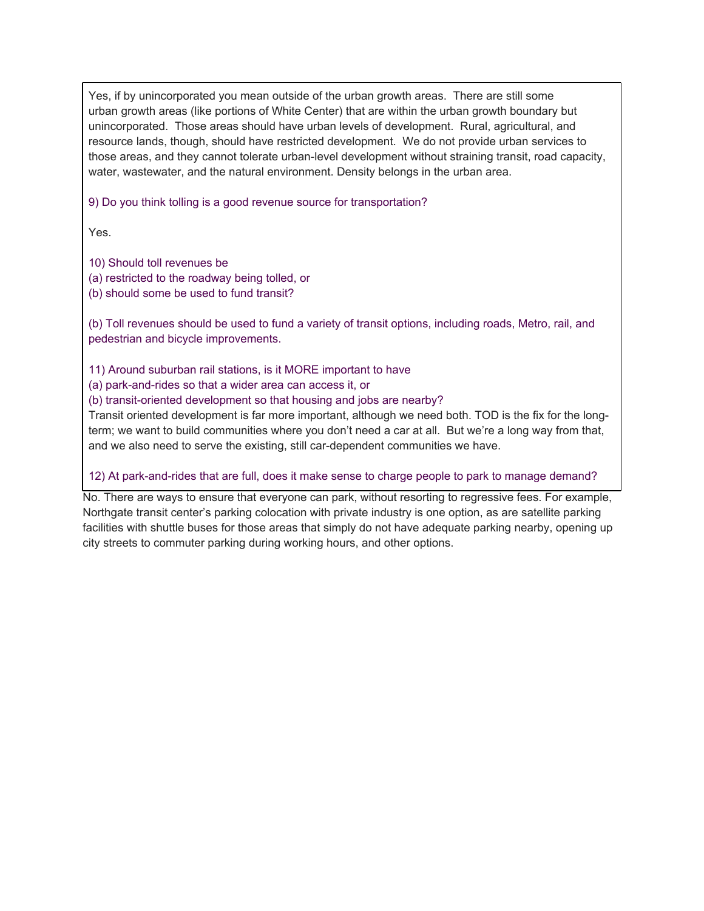Yes, if by unincorporated you mean outside of the urban growth areas. There are still some urban growth areas (like portions of White Center) that are within the urban growth boundary but unincorporated. Those areas should have urban levels of development. Rural, agricultural, and resource lands, though, should have restricted development. We do not provide urban services to those areas, and they cannot tolerate urban-level development without straining transit, road capacity, water, wastewater, and the natural environment. Density belongs in the urban area.

9) Do you think tolling is a good revenue source for transportation?

Yes.

10) Should toll revenues be
(a) restricted to the roadway being tolled, or
(b) should some be used to fund transit?

(b) Toll revenues should be used to fund a variety of transit options, including roads, Metro, rail, and pedestrian and bicycle improvements.

11) Around suburban rail stations, is it MORE important to have
(a) park-and-rides so that a wider area can access it, or
(b) transit-oriented development so that housing and jobs are nearby?

Transit oriented development is far more important, although we need both. TOD is the fix for the long-term; we want to build communities where you don't need a car at all. But we're a long way from that, and we also need to serve the existing, still car-dependent communities we have.

12) At park-and-rides that are full, does it make sense to charge people to park to manage demand?

No. There are ways to ensure that everyone can park, without resorting to regressive fees. For example, Northgate transit center's parking colocation with private industry is one option, as are satellite parking facilities with shuttle buses for those areas that simply do not have adequate parking nearby, opening up city streets to commuter parking during working hours, and other options.